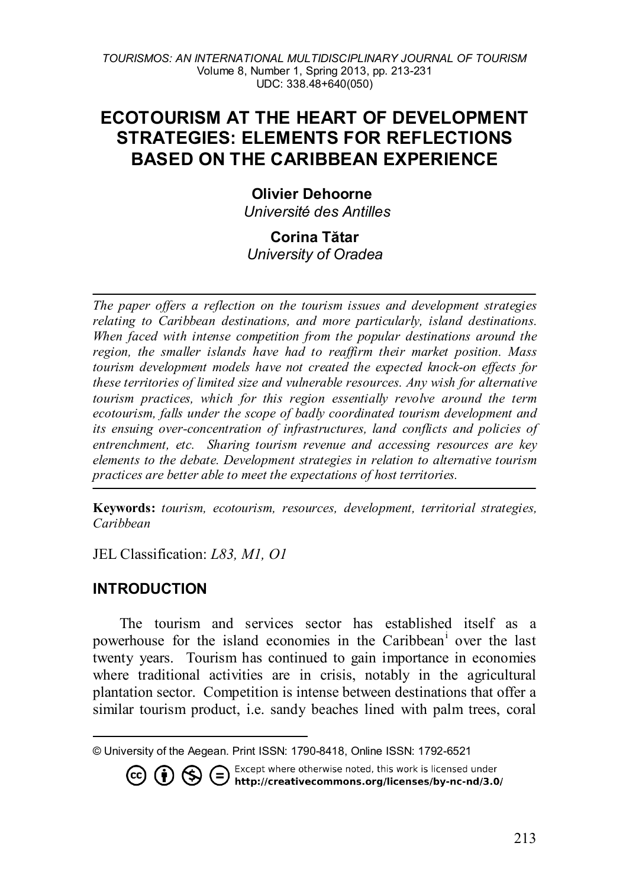# ECOTOURISM AT THE HEART OF DEVELOPMENT STRATEGIES: ELEMENTS FOR REFLECTIONS BASED ON THE CARIBBEAN EXPERIENCE

**Olivier Dehoorne**
*Université des Antilles*

**Corina Tătar**
*University of Oradea*

---

*The paper offers a reflection on the tourism issues and development strategies relating to Caribbean destinations, and more particularly, island destinations. When faced with intense competition from the popular destinations around the region, the smaller islands have had to reaffirm their market position. Mass tourism development models have not created the expected knock-on effects for these territories of limited size and vulnerable resources. Any wish for alternative tourism practices, which for this region essentially revolve around the term ecotourism, falls under the scope of badly coordinated tourism development and its ensuing over-concentration of infrastructures, land conflicts and policies of entrenchment, etc. Sharing tourism revenue and accessing resources are key elements to the debate. Development strategies in relation to alternative tourism practices are better able to meet the expectations of host territories.*

---

**Keywords:** *tourism, ecotourism, resources, development, territorial strategies, Caribbean*

JEL Classification: *L83, M1, O1*

## INTRODUCTION

The tourism and services sector has established itself as a powerhouse for the island economies in the Caribbean[i] over the last twenty years. Tourism has continued to gain importance in economies where traditional activities are in crisis, notably in the agricultural plantation sector. Competition is intense between destinations that offer a similar tourism product, i.e. sandy beaches lined with palm trees, coral

---

© University of the Aegean. Print ISSN: 1790-8418, Online ISSN: 1792-6521

Except where otherwise noted, this work is licensed under **http://creativecommons.org/licenses/by-nc-nd/3.0/**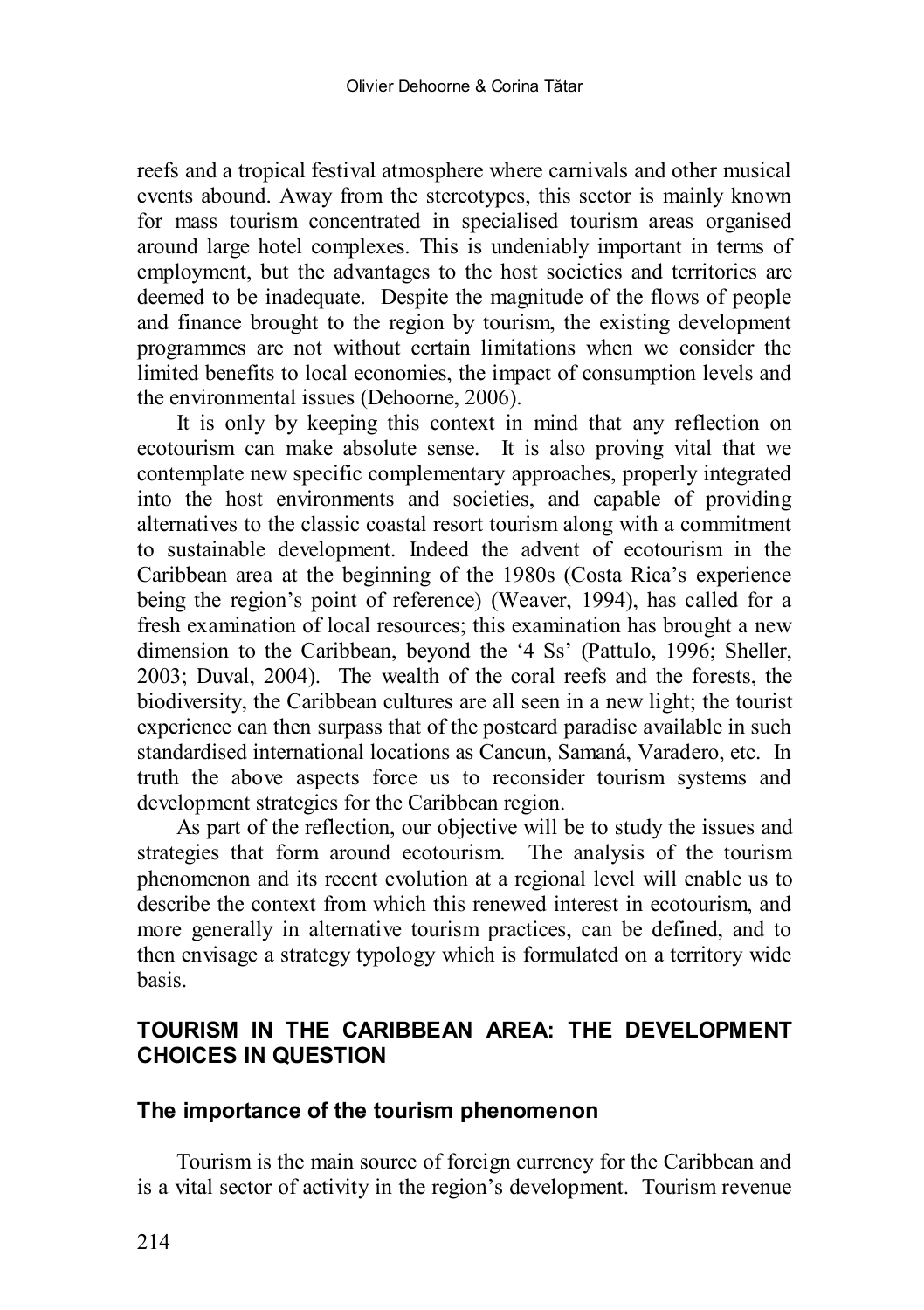reefs and a tropical festival atmosphere where carnivals and other musical events abound. Away from the stereotypes, this sector is mainly known for mass tourism concentrated in specialised tourism areas organised around large hotel complexes. This is undeniably important in terms of employment, but the advantages to the host societies and territories are deemed to be inadequate. Despite the magnitude of the flows of people and finance brought to the region by tourism, the existing development programmes are not without certain limitations when we consider the limited benefits to local economies, the impact of consumption levels and the environmental issues (Dehoorne, 2006).

It is only by keeping this context in mind that any reflection on ecotourism can make absolute sense. It is also proving vital that we contemplate new specific complementary approaches, properly integrated into the host environments and societies, and capable of providing alternatives to the classic coastal resort tourism along with a commitment to sustainable development. Indeed the advent of ecotourism in the Caribbean area at the beginning of the 1980s (Costa Rica's experience being the region's point of reference) (Weaver, 1994), has called for a fresh examination of local resources; this examination has brought a new dimension to the Caribbean, beyond the '4 Ss' (Pattulo, 1996; Sheller, 2003; Duval, 2004). The wealth of the coral reefs and the forests, the biodiversity, the Caribbean cultures are all seen in a new light; the tourist experience can then surpass that of the postcard paradise available in such standardised international locations as Cancun, Samaná, Varadero, etc. In truth the above aspects force us to reconsider tourism systems and development strategies for the Caribbean region.

As part of the reflection, our objective will be to study the issues and strategies that form around ecotourism. The analysis of the tourism phenomenon and its recent evolution at a regional level will enable us to describe the context from which this renewed interest in ecotourism, and more generally in alternative tourism practices, can be defined, and to then envisage a strategy typology which is formulated on a territory wide basis.

## TOURISM IN THE CARIBBEAN AREA: THE DEVELOPMENT CHOICES IN QUESTION

### The importance of the tourism phenomenon

Tourism is the main source of foreign currency for the Caribbean and is a vital sector of activity in the region's development. Tourism revenue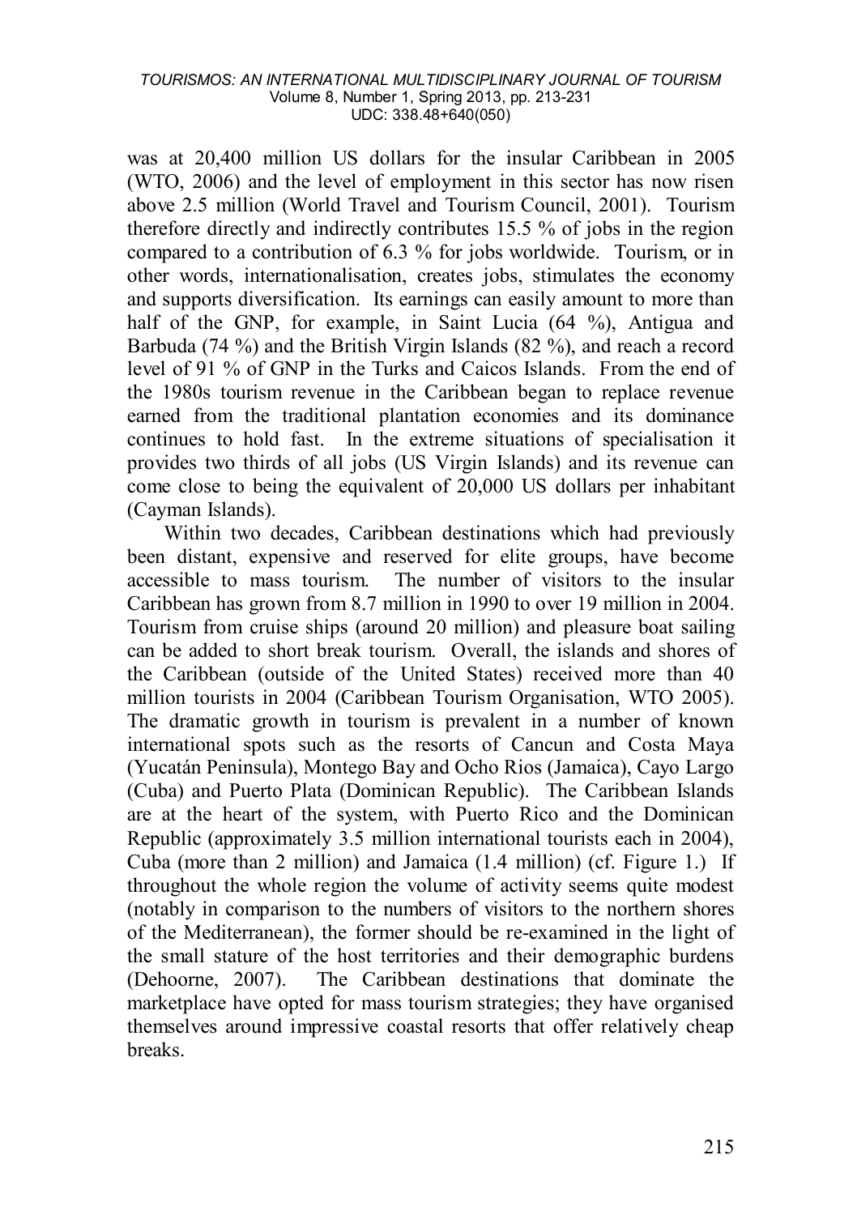was at 20,400 million US dollars for the insular Caribbean in 2005 (WTO, 2006) and the level of employment in this sector has now risen above 2.5 million (World Travel and Tourism Council, 2001). Tourism therefore directly and indirectly contributes 15.5 % of jobs in the region compared to a contribution of 6.3 % for jobs worldwide. Tourism, or in other words, internationalisation, creates jobs, stimulates the economy and supports diversification. Its earnings can easily amount to more than half of the GNP, for example, in Saint Lucia (64 %), Antigua and Barbuda (74 %) and the British Virgin Islands (82 %), and reach a record level of 91 % of GNP in the Turks and Caicos Islands. From the end of the 1980s tourism revenue in the Caribbean began to replace revenue earned from the traditional plantation economies and its dominance continues to hold fast. In the extreme situations of specialisation it provides two thirds of all jobs (US Virgin Islands) and its revenue can come close to being the equivalent of 20,000 US dollars per inhabitant (Cayman Islands).

Within two decades, Caribbean destinations which had previously been distant, expensive and reserved for elite groups, have become accessible to mass tourism. The number of visitors to the insular Caribbean has grown from 8.7 million in 1990 to over 19 million in 2004. Tourism from cruise ships (around 20 million) and pleasure boat sailing can be added to short break tourism. Overall, the islands and shores of the Caribbean (outside of the United States) received more than 40 million tourists in 2004 (Caribbean Tourism Organisation, WTO 2005). The dramatic growth in tourism is prevalent in a number of known international spots such as the resorts of Cancun and Costa Maya (Yucatán Peninsula), Montego Bay and Ocho Rios (Jamaica), Cayo Largo (Cuba) and Puerto Plata (Dominican Republic). The Caribbean Islands are at the heart of the system, with Puerto Rico and the Dominican Republic (approximately 3.5 million international tourists each in 2004), Cuba (more than 2 million) and Jamaica (1.4 million) (cf. Figure 1.) If throughout the whole region the volume of activity seems quite modest (notably in comparison to the numbers of visitors to the northern shores of the Mediterranean), the former should be re-examined in the light of the small stature of the host territories and their demographic burdens (Dehoorne, 2007). The Caribbean destinations that dominate the marketplace have opted for mass tourism strategies; they have organised themselves around impressive coastal resorts that offer relatively cheap breaks.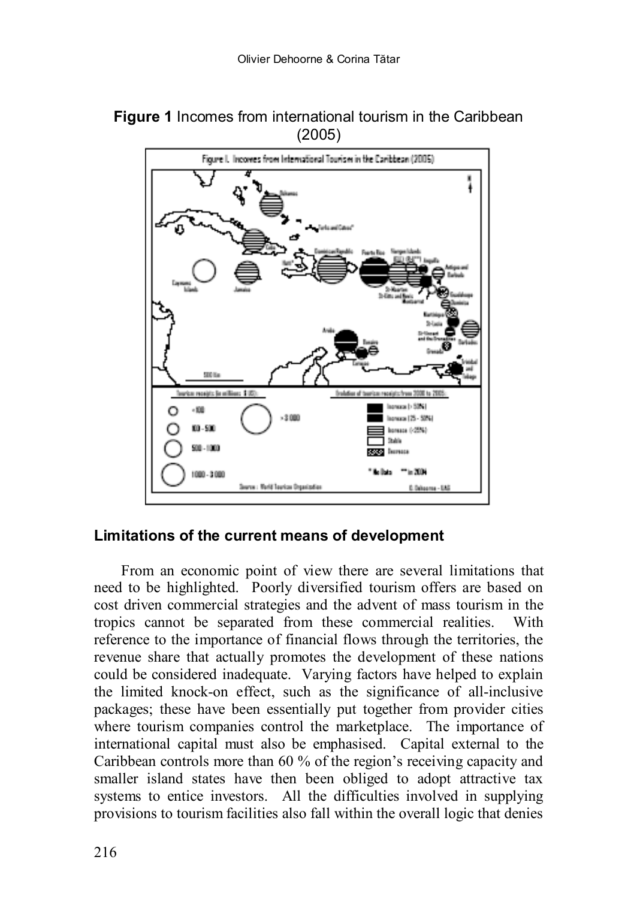**Figure 1** Incomes from international tourism in the Caribbean (2005)

## Limitations of the current means of development

From an economic point of view there are several limitations that need to be highlighted. Poorly diversified tourism offers are based on cost driven commercial strategies and the advent of mass tourism in the tropics cannot be separated from these commercial realities. With reference to the importance of financial flows through the territories, the revenue share that actually promotes the development of these nations could be considered inadequate. Varying factors have helped to explain the limited knock-on effect, such as the significance of all-inclusive packages; these have been essentially put together from provider cities where tourism companies control the marketplace. The importance of international capital must also be emphasised. Capital external to the Caribbean controls more than 60 % of the region's receiving capacity and smaller island states have then been obliged to adopt attractive tax systems to entice investors. All the difficulties involved in supplying provisions to tourism facilities also fall within the overall logic that denies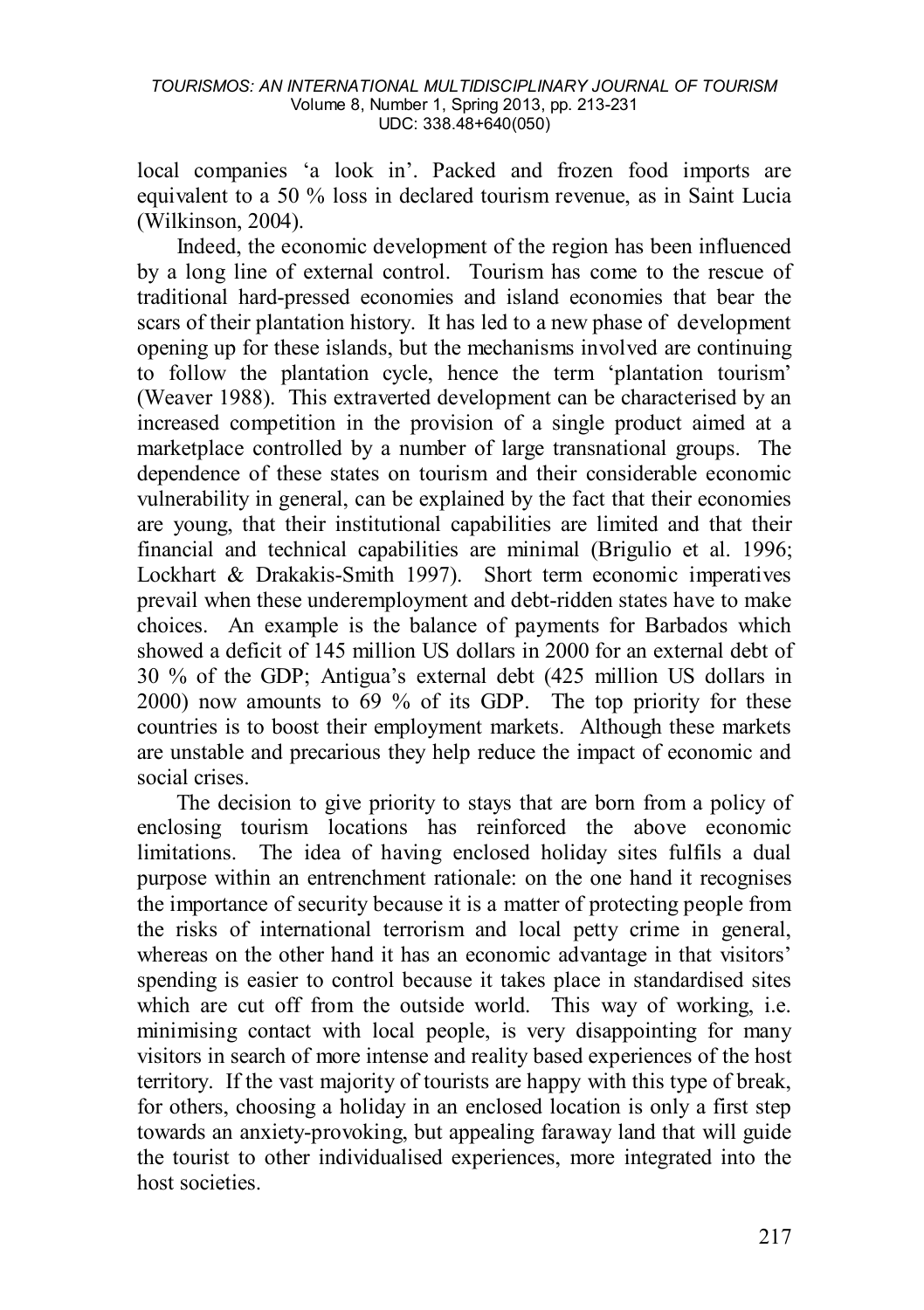local companies 'a look in'. Packed and frozen food imports are equivalent to a 50 % loss in declared tourism revenue, as in Saint Lucia (Wilkinson, 2004).

Indeed, the economic development of the region has been influenced by a long line of external control. Tourism has come to the rescue of traditional hard-pressed economies and island economies that bear the scars of their plantation history. It has led to a new phase of development opening up for these islands, but the mechanisms involved are continuing to follow the plantation cycle, hence the term 'plantation tourism' (Weaver 1988). This extraverted development can be characterised by an increased competition in the provision of a single product aimed at a marketplace controlled by a number of large transnational groups. The dependence of these states on tourism and their considerable economic vulnerability in general, can be explained by the fact that their economies are young, that their institutional capabilities are limited and that their financial and technical capabilities are minimal (Brigulio et al. 1996; Lockhart & Drakakis-Smith 1997). Short term economic imperatives prevail when these underemployment and debt-ridden states have to make choices. An example is the balance of payments for Barbados which showed a deficit of 145 million US dollars in 2000 for an external debt of 30 % of the GDP; Antigua's external debt (425 million US dollars in 2000) now amounts to 69 % of its GDP. The top priority for these countries is to boost their employment markets. Although these markets are unstable and precarious they help reduce the impact of economic and social crises.

The decision to give priority to stays that are born from a policy of enclosing tourism locations has reinforced the above economic limitations. The idea of having enclosed holiday sites fulfils a dual purpose within an entrenchment rationale: on the one hand it recognises the importance of security because it is a matter of protecting people from the risks of international terrorism and local petty crime in general, whereas on the other hand it has an economic advantage in that visitors' spending is easier to control because it takes place in standardised sites which are cut off from the outside world. This way of working, i.e. minimising contact with local people, is very disappointing for many visitors in search of more intense and reality based experiences of the host territory. If the vast majority of tourists are happy with this type of break, for others, choosing a holiday in an enclosed location is only a first step towards an anxiety-provoking, but appealing faraway land that will guide the tourist to other individualised experiences, more integrated into the host societies.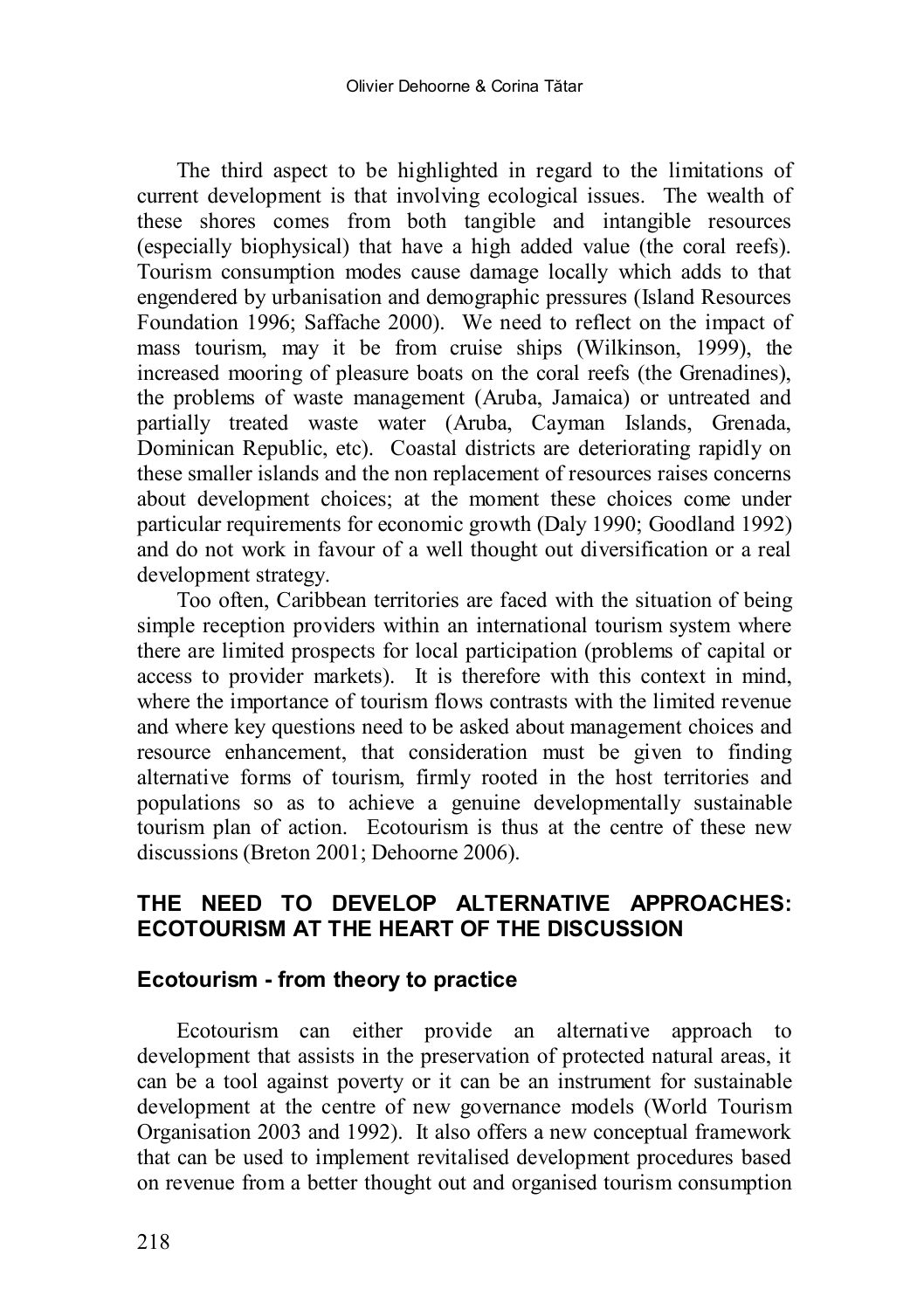The third aspect to be highlighted in regard to the limitations of current development is that involving ecological issues. The wealth of these shores comes from both tangible and intangible resources (especially biophysical) that have a high added value (the coral reefs). Tourism consumption modes cause damage locally which adds to that engendered by urbanisation and demographic pressures (Island Resources Foundation 1996; Saffache 2000). We need to reflect on the impact of mass tourism, may it be from cruise ships (Wilkinson, 1999), the increased mooring of pleasure boats on the coral reefs (the Grenadines), the problems of waste management (Aruba, Jamaica) or untreated and partially treated waste water (Aruba, Cayman Islands, Grenada, Dominican Republic, etc). Coastal districts are deteriorating rapidly on these smaller islands and the non replacement of resources raises concerns about development choices; at the moment these choices come under particular requirements for economic growth (Daly 1990; Goodland 1992) and do not work in favour of a well thought out diversification or a real development strategy.

Too often, Caribbean territories are faced with the situation of being simple reception providers within an international tourism system where there are limited prospects for local participation (problems of capital or access to provider markets). It is therefore with this context in mind, where the importance of tourism flows contrasts with the limited revenue and where key questions need to be asked about management choices and resource enhancement, that consideration must be given to finding alternative forms of tourism, firmly rooted in the host territories and populations so as to achieve a genuine developmentally sustainable tourism plan of action. Ecotourism is thus at the centre of these new discussions (Breton 2001; Dehoorne 2006).

## THE NEED TO DEVELOP ALTERNATIVE APPROACHES: ECOTOURISM AT THE HEART OF THE DISCUSSION

### Ecotourism - from theory to practice

Ecotourism can either provide an alternative approach to development that assists in the preservation of protected natural areas, it can be a tool against poverty or it can be an instrument for sustainable development at the centre of new governance models (World Tourism Organisation 2003 and 1992). It also offers a new conceptual framework that can be used to implement revitalised development procedures based on revenue from a better thought out and organised tourism consumption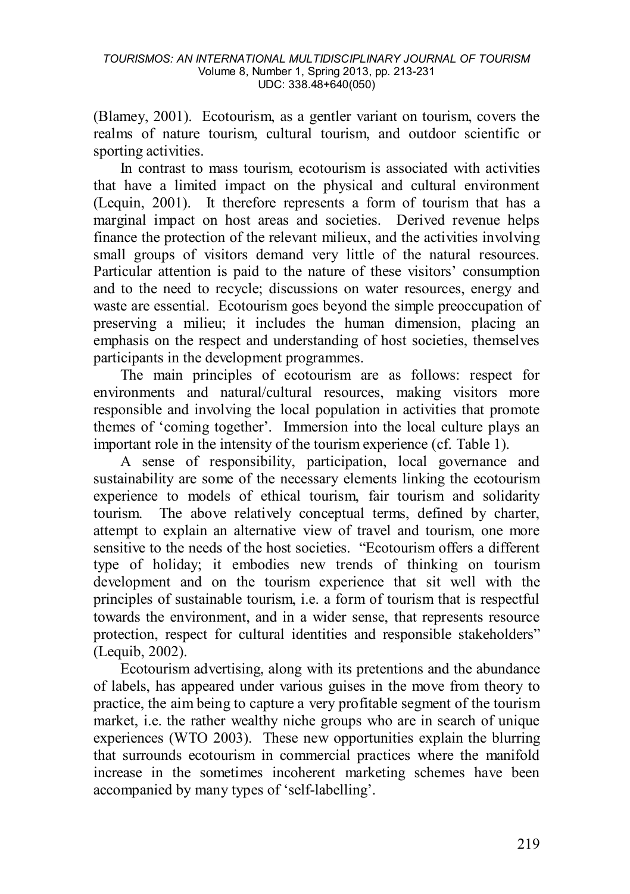(Blamey, 2001). Ecotourism, as a gentler variant on tourism, covers the realms of nature tourism, cultural tourism, and outdoor scientific or sporting activities.

In contrast to mass tourism, ecotourism is associated with activities that have a limited impact on the physical and cultural environment (Lequin, 2001). It therefore represents a form of tourism that has a marginal impact on host areas and societies. Derived revenue helps finance the protection of the relevant milieux, and the activities involving small groups of visitors demand very little of the natural resources. Particular attention is paid to the nature of these visitors' consumption and to the need to recycle; discussions on water resources, energy and waste are essential. Ecotourism goes beyond the simple preoccupation of preserving a milieu; it includes the human dimension, placing an emphasis on the respect and understanding of host societies, themselves participants in the development programmes.

The main principles of ecotourism are as follows: respect for environments and natural/cultural resources, making visitors more responsible and involving the local population in activities that promote themes of 'coming together'. Immersion into the local culture plays an important role in the intensity of the tourism experience (cf. Table 1).

A sense of responsibility, participation, local governance and sustainability are some of the necessary elements linking the ecotourism experience to models of ethical tourism, fair tourism and solidarity tourism. The above relatively conceptual terms, defined by charter, attempt to explain an alternative view of travel and tourism, one more sensitive to the needs of the host societies. "Ecotourism offers a different type of holiday; it embodies new trends of thinking on tourism development and on the tourism experience that sit well with the principles of sustainable tourism, i.e. a form of tourism that is respectful towards the environment, and in a wider sense, that represents resource protection, respect for cultural identities and responsible stakeholders" (Lequib, 2002).

Ecotourism advertising, along with its pretentions and the abundance of labels, has appeared under various guises in the move from theory to practice, the aim being to capture a very profitable segment of the tourism market, i.e. the rather wealthy niche groups who are in search of unique experiences (WTO 2003). These new opportunities explain the blurring that surrounds ecotourism in commercial practices where the manifold increase in the sometimes incoherent marketing schemes have been accompanied by many types of 'self-labelling'.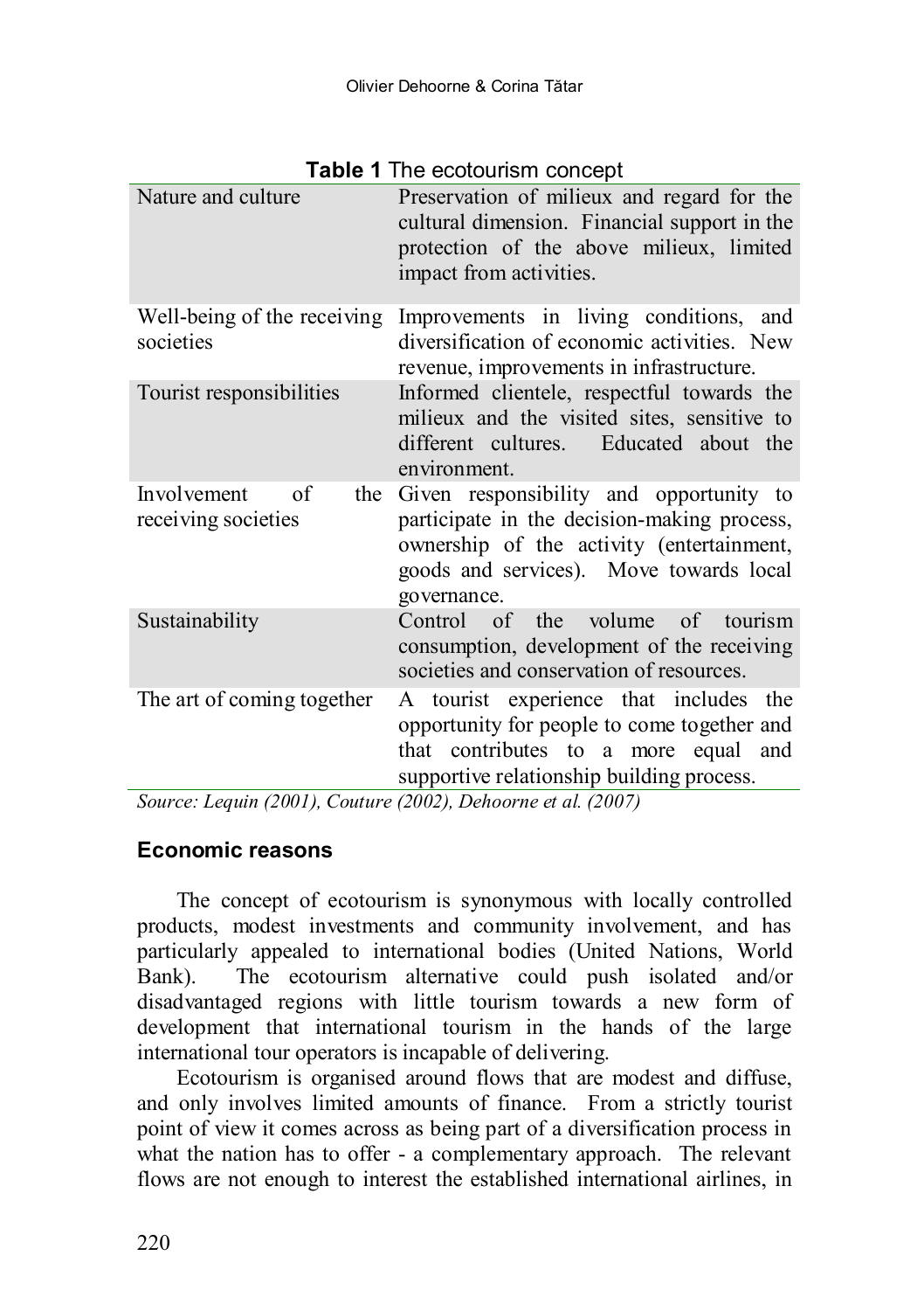**Table 1** The ecotourism concept

| | |
|---|---|
| Nature and culture | Preservation of milieux and regard for the cultural dimension. Financial support in the protection of the above milieux, limited impact from activities. |
| Well-being of the receiving societies | Improvements in living conditions, and diversification of economic activities. New revenue, improvements in infrastructure. |
| Tourist responsibilities | Informed clientele, respectful towards the milieux and the visited sites, sensitive to different cultures. Educated about the environment. |
| Involvement of the receiving societies | Given responsibility and opportunity to participate in the decision-making process, ownership of the activity (entertainment, goods and services). Move towards local governance. |
| Sustainability | Control of the volume of tourism consumption, development of the receiving societies and conservation of resources. |
| The art of coming together | A tourist experience that includes the opportunity for people to come together and that contributes to a more equal and supportive relationship building process. |

*Source: Lequin (2001), Couture (2002), Dehoorne et al. (2007)*

### Economic reasons

The concept of ecotourism is synonymous with locally controlled products, modest investments and community involvement, and has particularly appealed to international bodies (United Nations, World Bank). The ecotourism alternative could push isolated and/or disadvantaged regions with little tourism towards a new form of development that international tourism in the hands of the large international tour operators is incapable of delivering.

Ecotourism is organised around flows that are modest and diffuse, and only involves limited amounts of finance. From a strictly tourist point of view it comes across as being part of a diversification process in what the nation has to offer - a complementary approach. The relevant flows are not enough to interest the established international airlines, in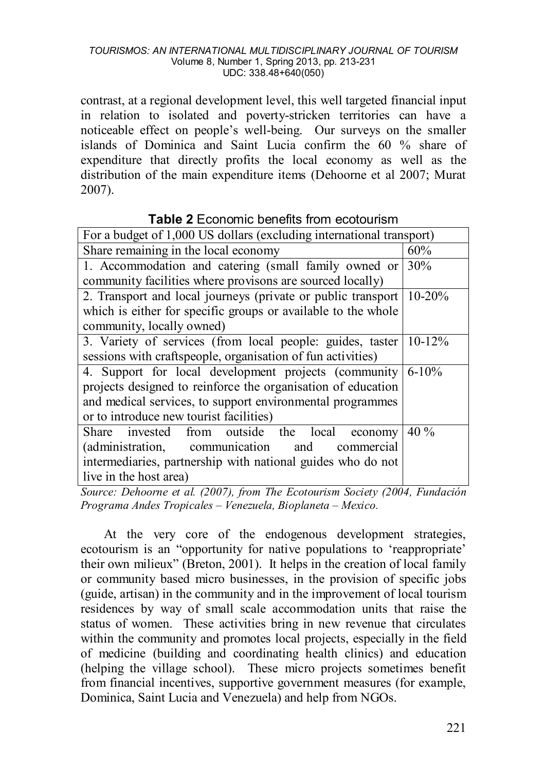contrast, at a regional development level, this well targeted financial input in relation to isolated and poverty-stricken territories can have a noticeable effect on people's well-being. Our surveys on the smaller islands of Dominica and Saint Lucia confirm the 60 % share of expenditure that directly profits the local economy as well as the distribution of the main expenditure items (Dehoorne et al 2007; Murat 2007).

**Table 2** Economic benefits from ecotourism

| For a budget of 1,000 US dollars (excluding international transport) | |
|---|---|
| Share remaining in the local economy | 60% |
| 1. Accommodation and catering (small family owned or community facilities where provisons are sourced locally) | 30% |
| 2. Transport and local journeys (private or public transport which is either for specific groups or available to the whole community, locally owned) | 10-20% |
| 3. Variety of services (from local people: guides, taster sessions with craftspeople, organisation of fun activities) | 10-12% |
| 4. Support for local development projects (community projects designed to reinforce the organisation of education and medical services, to support environmental programmes or to introduce new tourist facilities) | 6-10% |
| Share invested from outside the local economy (administration, communication and commercial intermediaries, partnership with national guides who do not live in the host area) | 40 % |

*Source: Dehoorne et al. (2007), from The Ecotourism Society (2004, Fundación Programa Andes Tropicales – Venezuela, Bioplaneta – Mexico.*

At the very core of the endogenous development strategies, ecotourism is an "opportunity for native populations to 'reappropriate' their own milieux" (Breton, 2001). It helps in the creation of local family or community based micro businesses, in the provision of specific jobs (guide, artisan) in the community and in the improvement of local tourism residences by way of small scale accommodation units that raise the status of women. These activities bring in new revenue that circulates within the community and promotes local projects, especially in the field of medicine (building and coordinating health clinics) and education (helping the village school). These micro projects sometimes benefit from financial incentives, supportive government measures (for example, Dominica, Saint Lucia and Venezuela) and help from NGOs.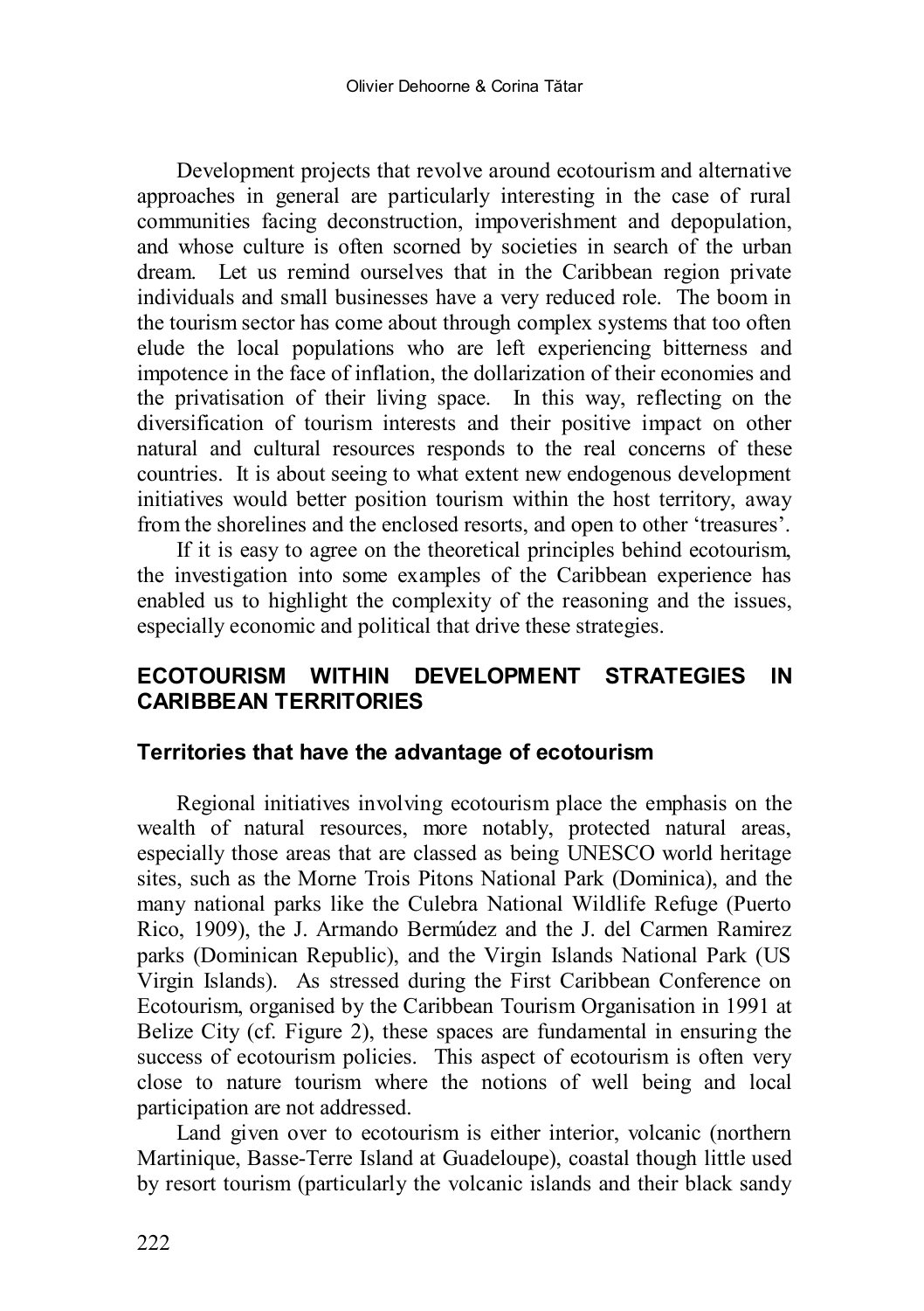Development projects that revolve around ecotourism and alternative approaches in general are particularly interesting in the case of rural communities facing deconstruction, impoverishment and depopulation, and whose culture is often scorned by societies in search of the urban dream. Let us remind ourselves that in the Caribbean region private individuals and small businesses have a very reduced role. The boom in the tourism sector has come about through complex systems that too often elude the local populations who are left experiencing bitterness and impotence in the face of inflation, the dollarization of their economies and the privatisation of their living space. In this way, reflecting on the diversification of tourism interests and their positive impact on other natural and cultural resources responds to the real concerns of these countries. It is about seeing to what extent new endogenous development initiatives would better position tourism within the host territory, away from the shorelines and the enclosed resorts, and open to other 'treasures'.

If it is easy to agree on the theoretical principles behind ecotourism, the investigation into some examples of the Caribbean experience has enabled us to highlight the complexity of the reasoning and the issues, especially economic and political that drive these strategies.

## ECOTOURISM WITHIN DEVELOPMENT STRATEGIES IN CARIBBEAN TERRITORIES

### Territories that have the advantage of ecotourism

Regional initiatives involving ecotourism place the emphasis on the wealth of natural resources, more notably, protected natural areas, especially those areas that are classed as being UNESCO world heritage sites, such as the Morne Trois Pitons National Park (Dominica), and the many national parks like the Culebra National Wildlife Refuge (Puerto Rico, 1909), the J. Armando Bermúdez and the J. del Carmen Ramirez parks (Dominican Republic), and the Virgin Islands National Park (US Virgin Islands). As stressed during the First Caribbean Conference on Ecotourism, organised by the Caribbean Tourism Organisation in 1991 at Belize City (cf. Figure 2), these spaces are fundamental in ensuring the success of ecotourism policies. This aspect of ecotourism is often very close to nature tourism where the notions of well being and local participation are not addressed.

Land given over to ecotourism is either interior, volcanic (northern Martinique, Basse-Terre Island at Guadeloupe), coastal though little used by resort tourism (particularly the volcanic islands and their black sandy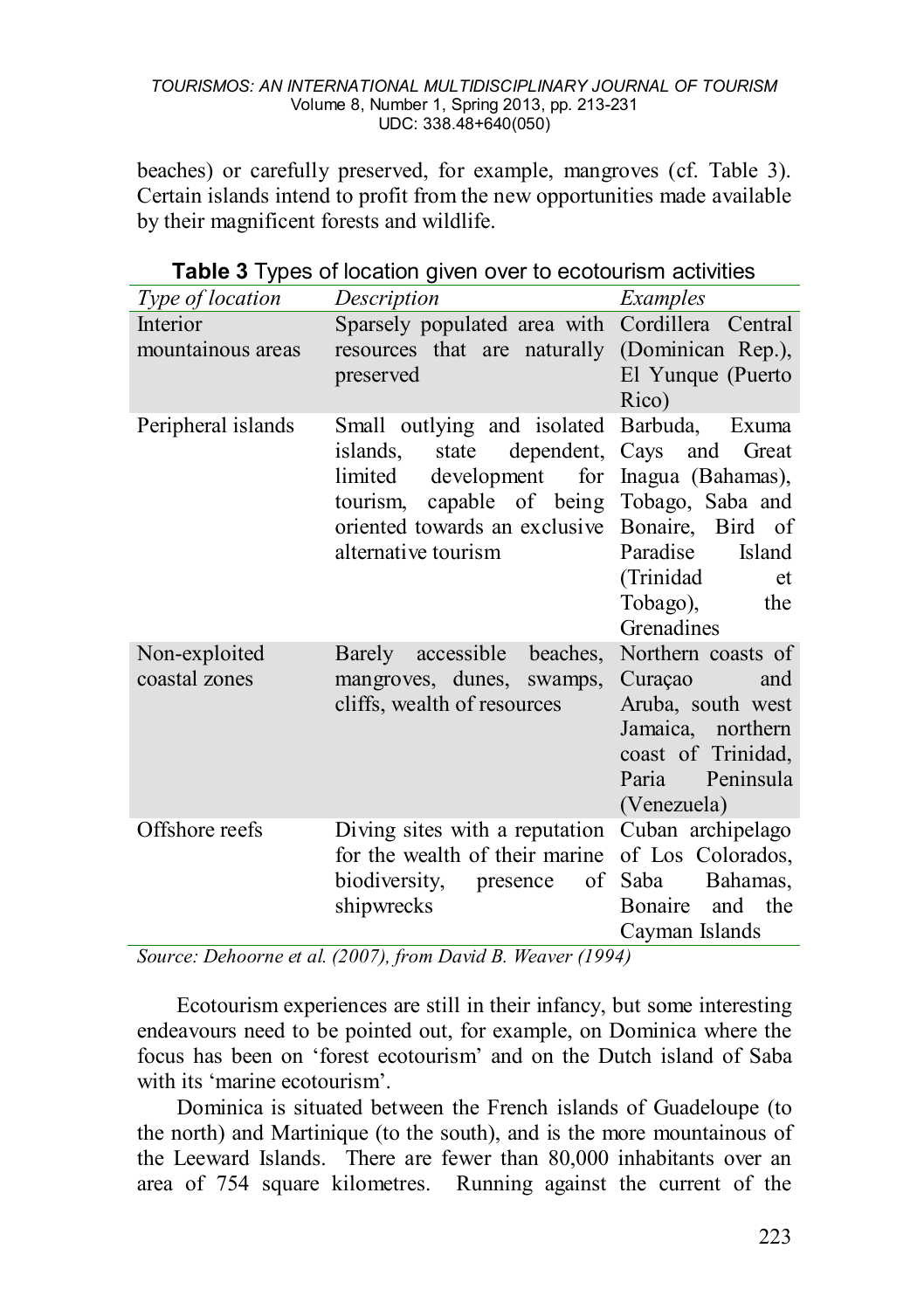beaches) or carefully preserved, for example, mangroves (cf. Table 3). Certain islands intend to profit from the new opportunities made available by their magnificent forests and wildlife.

**Table 3** Types of location given over to ecotourism activities

| *Type of location* | *Description* | *Examples* |
|---|---|---|
| Interior mountainous areas | Sparsely populated area with resources that are naturally preserved | Cordillera Central (Dominican Rep.), El Yunque (Puerto Rico) |
| Peripheral islands | Small outlying and isolated islands, state dependent, limited development for tourism, capable of being oriented towards an exclusive alternative tourism | Barbuda, Exuma Cays and Great Inagua (Bahamas), Tobago, Saba and Bonaire, Bird of Paradise Island (Trinidad et Tobago), the Grenadines |
| Non-exploited coastal zones | Barely accessible beaches, mangroves, dunes, swamps, cliffs, wealth of resources | Northern coasts of Curaçao and Aruba, south west Jamaica, northern coast of Trinidad, Paria Peninsula (Venezuela) |
| Offshore reefs | Diving sites with a reputation for the wealth of their marine biodiversity, presence of shipwrecks | Cuban archipelago of Los Colorados, Saba Bahamas, Bonaire and the Cayman Islands |

*Source: Dehoorne et al. (2007), from David B. Weaver (1994)*

Ecotourism experiences are still in their infancy, but some interesting endeavours need to be pointed out, for example, on Dominica where the focus has been on 'forest ecotourism' and on the Dutch island of Saba with its 'marine ecotourism'.

Dominica is situated between the French islands of Guadeloupe (to the north) and Martinique (to the south), and is the more mountainous of the Leeward Islands. There are fewer than 80,000 inhabitants over an area of 754 square kilometres. Running against the current of the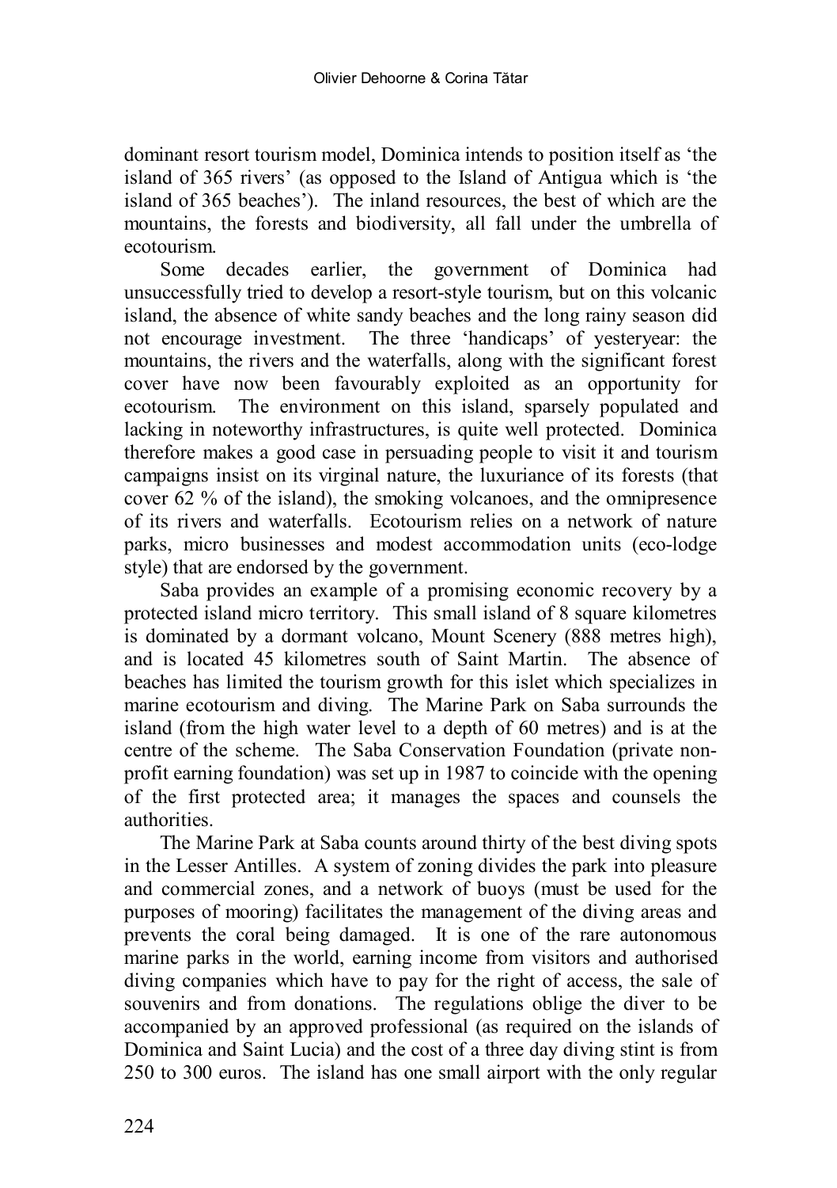dominant resort tourism model, Dominica intends to position itself as 'the island of 365 rivers' (as opposed to the Island of Antigua which is 'the island of 365 beaches'). The inland resources, the best of which are the mountains, the forests and biodiversity, all fall under the umbrella of ecotourism.

Some decades earlier, the government of Dominica had unsuccessfully tried to develop a resort-style tourism, but on this volcanic island, the absence of white sandy beaches and the long rainy season did not encourage investment. The three 'handicaps' of yesteryear: the mountains, the rivers and the waterfalls, along with the significant forest cover have now been favourably exploited as an opportunity for ecotourism. The environment on this island, sparsely populated and lacking in noteworthy infrastructures, is quite well protected. Dominica therefore makes a good case in persuading people to visit it and tourism campaigns insist on its virginal nature, the luxuriance of its forests (that cover 62 % of the island), the smoking volcanoes, and the omnipresence of its rivers and waterfalls. Ecotourism relies on a network of nature parks, micro businesses and modest accommodation units (eco-lodge style) that are endorsed by the government.

Saba provides an example of a promising economic recovery by a protected island micro territory. This small island of 8 square kilometres is dominated by a dormant volcano, Mount Scenery (888 metres high), and is located 45 kilometres south of Saint Martin. The absence of beaches has limited the tourism growth for this islet which specializes in marine ecotourism and diving. The Marine Park on Saba surrounds the island (from the high water level to a depth of 60 metres) and is at the centre of the scheme. The Saba Conservation Foundation (private non-profit earning foundation) was set up in 1987 to coincide with the opening of the first protected area; it manages the spaces and counsels the authorities.

The Marine Park at Saba counts around thirty of the best diving spots in the Lesser Antilles. A system of zoning divides the park into pleasure and commercial zones, and a network of buoys (must be used for the purposes of mooring) facilitates the management of the diving areas and prevents the coral being damaged. It is one of the rare autonomous marine parks in the world, earning income from visitors and authorised diving companies which have to pay for the right of access, the sale of souvenirs and from donations. The regulations oblige the diver to be accompanied by an approved professional (as required on the islands of Dominica and Saint Lucia) and the cost of a three day diving stint is from 250 to 300 euros. The island has one small airport with the only regular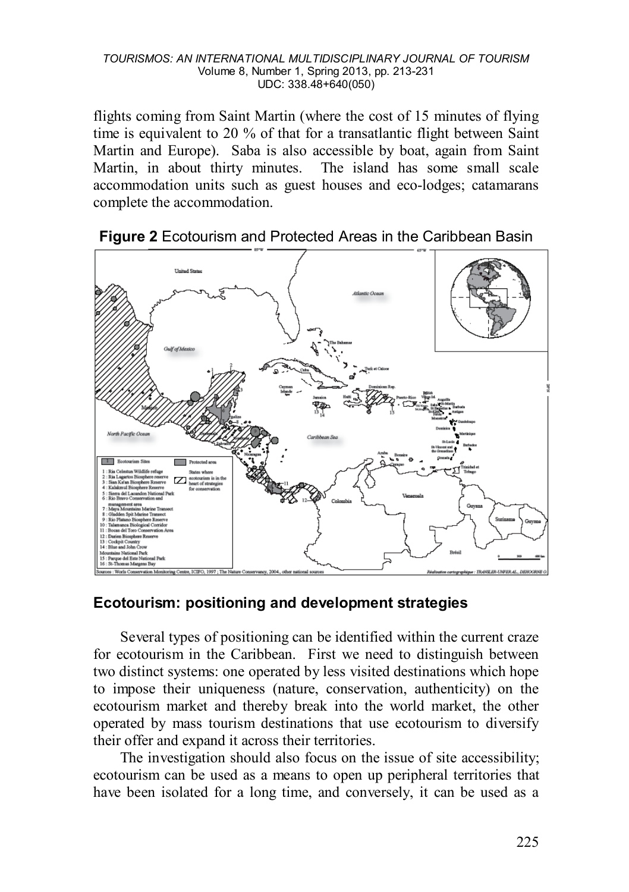flights coming from Saint Martin (where the cost of 15 minutes of flying time is equivalent to 20 % of that for a transatlantic flight between Saint Martin and Europe). Saba is also accessible by boat, again from Saint Martin, in about thirty minutes. The island has some small scale accommodation units such as guest houses and eco-lodges; catamarans complete the accommodation.

**Figure 2** Ecotourism and Protected Areas in the Caribbean Basin

## Ecotourism: positioning and development strategies

Several types of positioning can be identified within the current craze for ecotourism in the Caribbean. First we need to distinguish between two distinct systems: one operated by less visited destinations which hope to impose their uniqueness (nature, conservation, authenticity) on the ecotourism market and thereby break into the world market, the other operated by mass tourism destinations that use ecotourism to diversify their offer and expand it across their territories.

The investigation should also focus on the issue of site accessibility; ecotourism can be used as a means to open up peripheral territories that have been isolated for a long time, and conversely, it can be used as a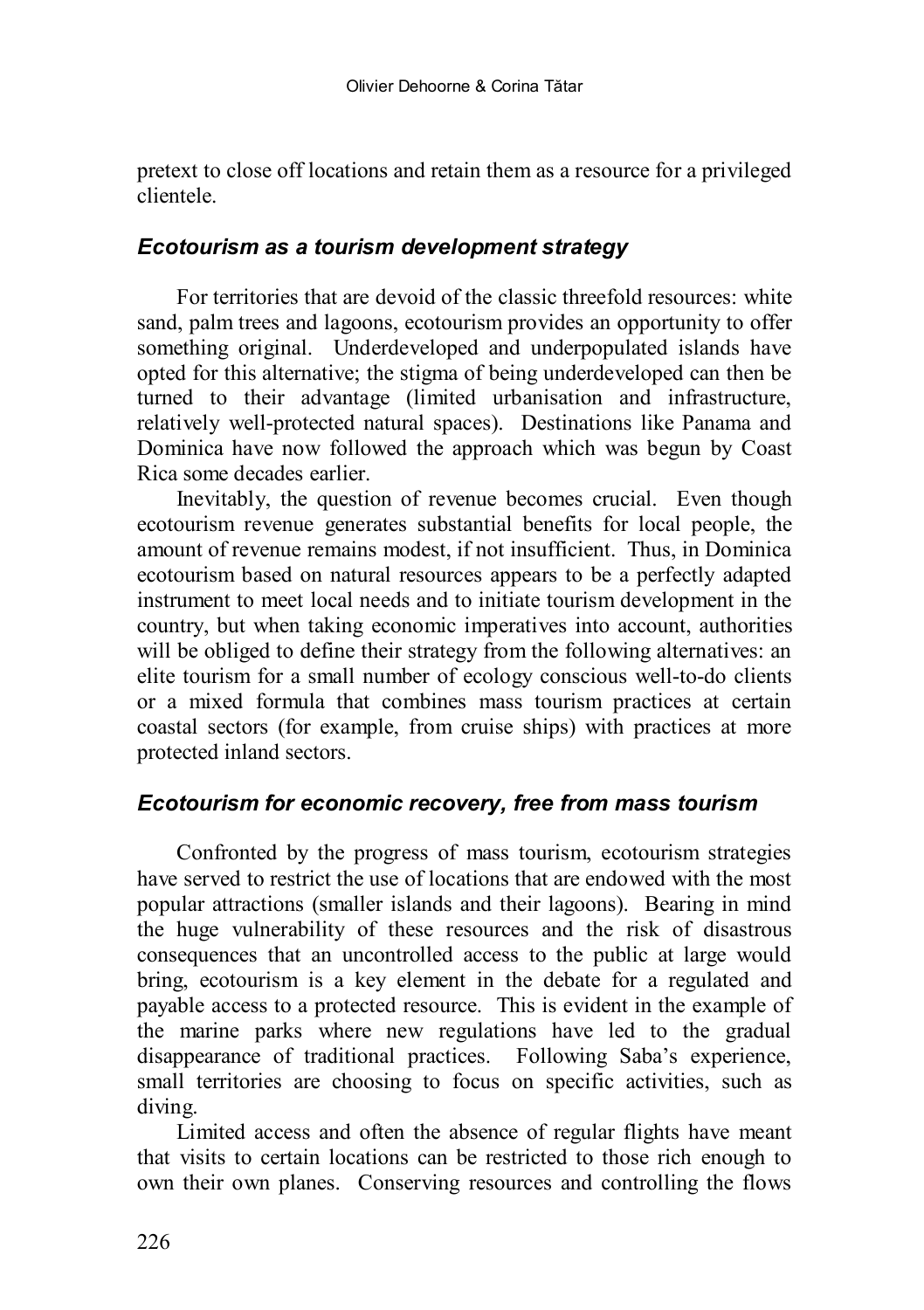pretext to close off locations and retain them as a resource for a privileged clientele.

### *Ecotourism as a tourism development strategy*

For territories that are devoid of the classic threefold resources: white sand, palm trees and lagoons, ecotourism provides an opportunity to offer something original. Underdeveloped and underpopulated islands have opted for this alternative; the stigma of being underdeveloped can then be turned to their advantage (limited urbanisation and infrastructure, relatively well-protected natural spaces). Destinations like Panama and Dominica have now followed the approach which was begun by Coast Rica some decades earlier.

Inevitably, the question of revenue becomes crucial. Even though ecotourism revenue generates substantial benefits for local people, the amount of revenue remains modest, if not insufficient. Thus, in Dominica ecotourism based on natural resources appears to be a perfectly adapted instrument to meet local needs and to initiate tourism development in the country, but when taking economic imperatives into account, authorities will be obliged to define their strategy from the following alternatives: an elite tourism for a small number of ecology conscious well-to-do clients or a mixed formula that combines mass tourism practices at certain coastal sectors (for example, from cruise ships) with practices at more protected inland sectors.

### *Ecotourism for economic recovery, free from mass tourism*

Confronted by the progress of mass tourism, ecotourism strategies have served to restrict the use of locations that are endowed with the most popular attractions (smaller islands and their lagoons). Bearing in mind the huge vulnerability of these resources and the risk of disastrous consequences that an uncontrolled access to the public at large would bring, ecotourism is a key element in the debate for a regulated and payable access to a protected resource. This is evident in the example of the marine parks where new regulations have led to the gradual disappearance of traditional practices. Following Saba's experience, small territories are choosing to focus on specific activities, such as diving.

Limited access and often the absence of regular flights have meant that visits to certain locations can be restricted to those rich enough to own their own planes. Conserving resources and controlling the flows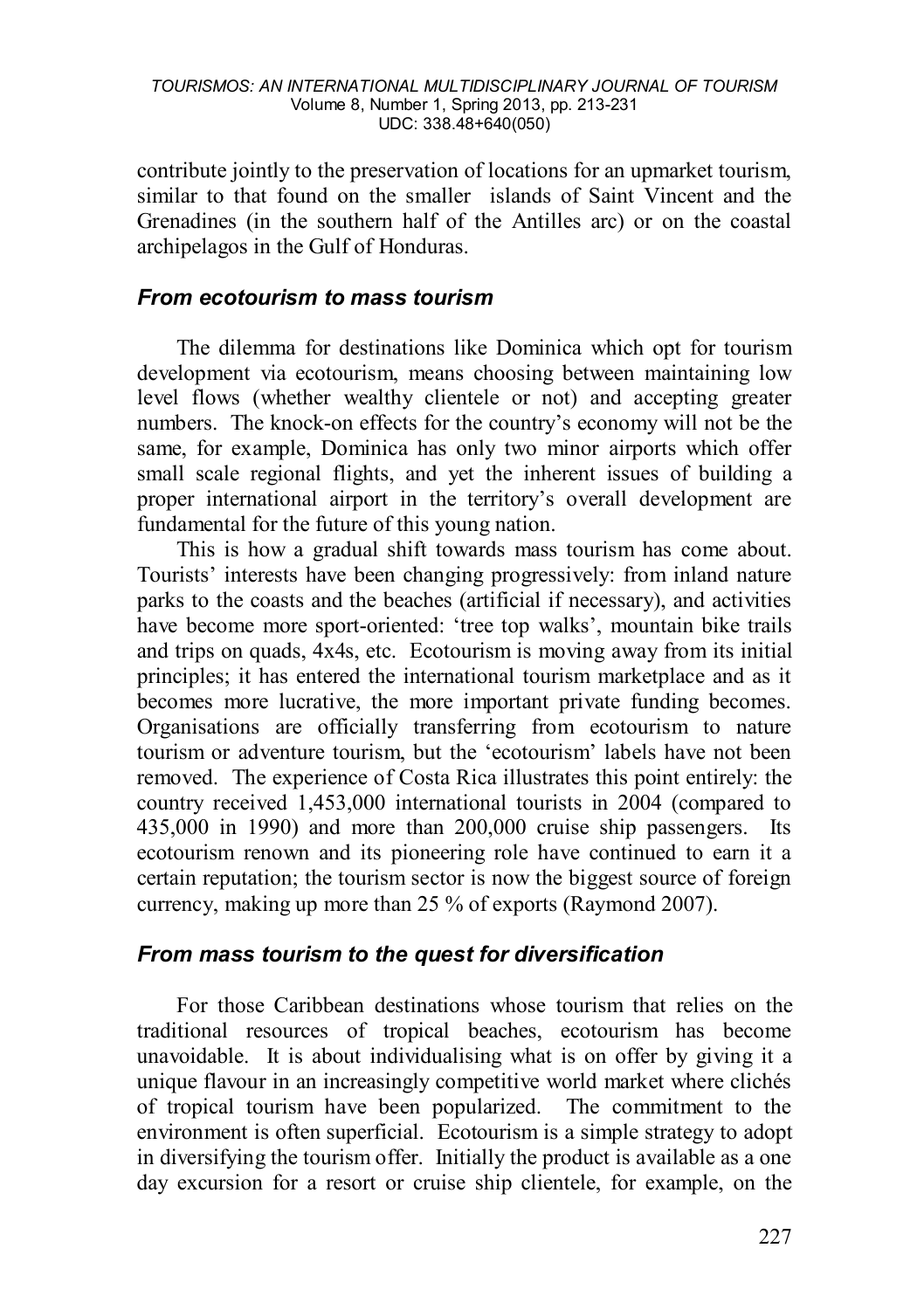contribute jointly to the preservation of locations for an upmarket tourism, similar to that found on the smaller islands of Saint Vincent and the Grenadines (in the southern half of the Antilles arc) or on the coastal archipelagos in the Gulf of Honduras.

### *From ecotourism to mass tourism*

The dilemma for destinations like Dominica which opt for tourism development via ecotourism, means choosing between maintaining low level flows (whether wealthy clientele or not) and accepting greater numbers. The knock-on effects for the country's economy will not be the same, for example, Dominica has only two minor airports which offer small scale regional flights, and yet the inherent issues of building a proper international airport in the territory's overall development are fundamental for the future of this young nation.

This is how a gradual shift towards mass tourism has come about. Tourists' interests have been changing progressively: from inland nature parks to the coasts and the beaches (artificial if necessary), and activities have become more sport-oriented: 'tree top walks', mountain bike trails and trips on quads, 4x4s, etc. Ecotourism is moving away from its initial principles; it has entered the international tourism marketplace and as it becomes more lucrative, the more important private funding becomes. Organisations are officially transferring from ecotourism to nature tourism or adventure tourism, but the 'ecotourism' labels have not been removed. The experience of Costa Rica illustrates this point entirely: the country received 1,453,000 international tourists in 2004 (compared to 435,000 in 1990) and more than 200,000 cruise ship passengers. Its ecotourism renown and its pioneering role have continued to earn it a certain reputation; the tourism sector is now the biggest source of foreign currency, making up more than 25 % of exports (Raymond 2007).

### *From mass tourism to the quest for diversification*

For those Caribbean destinations whose tourism that relies on the traditional resources of tropical beaches, ecotourism has become unavoidable. It is about individualising what is on offer by giving it a unique flavour in an increasingly competitive world market where clichés of tropical tourism have been popularized. The commitment to the environment is often superficial. Ecotourism is a simple strategy to adopt in diversifying the tourism offer. Initially the product is available as a one day excursion for a resort or cruise ship clientele, for example, on the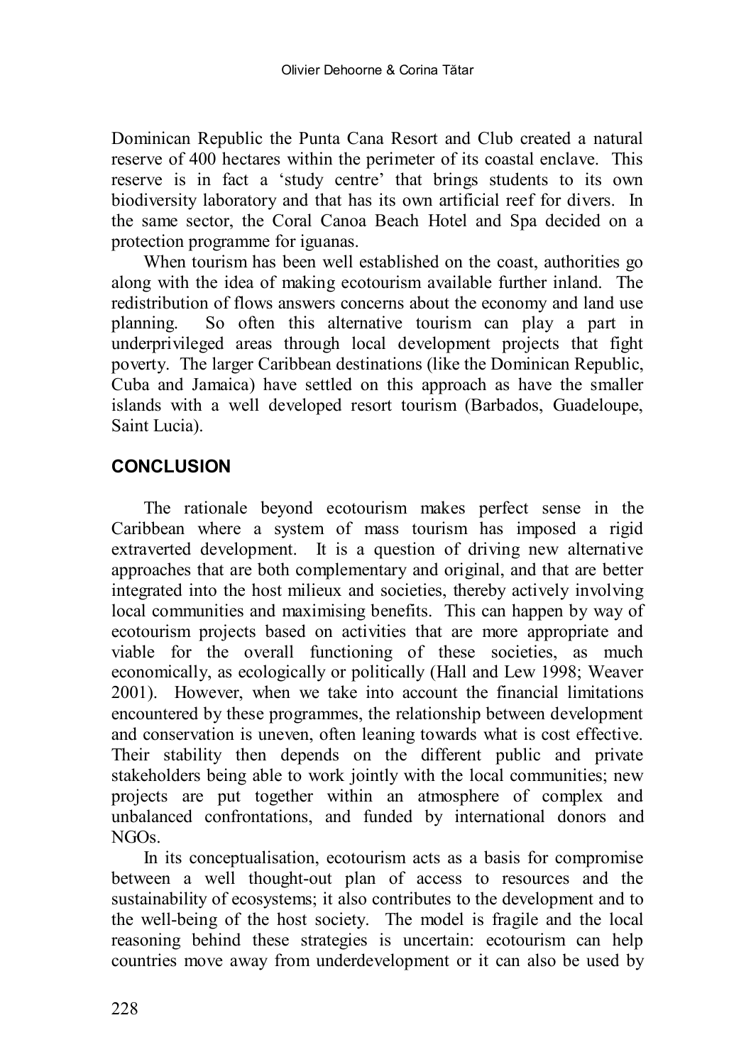Dominican Republic the Punta Cana Resort and Club created a natural reserve of 400 hectares within the perimeter of its coastal enclave. This reserve is in fact a 'study centre' that brings students to its own biodiversity laboratory and that has its own artificial reef for divers. In the same sector, the Coral Canoa Beach Hotel and Spa decided on a protection programme for iguanas.

When tourism has been well established on the coast, authorities go along with the idea of making ecotourism available further inland. The redistribution of flows answers concerns about the economy and land use planning. So often this alternative tourism can play a part in underprivileged areas through local development projects that fight poverty. The larger Caribbean destinations (like the Dominican Republic, Cuba and Jamaica) have settled on this approach as have the smaller islands with a well developed resort tourism (Barbados, Guadeloupe, Saint Lucia).

## CONCLUSION

The rationale beyond ecotourism makes perfect sense in the Caribbean where a system of mass tourism has imposed a rigid extraverted development. It is a question of driving new alternative approaches that are both complementary and original, and that are better integrated into the host milieux and societies, thereby actively involving local communities and maximising benefits. This can happen by way of ecotourism projects based on activities that are more appropriate and viable for the overall functioning of these societies, as much economically, as ecologically or politically (Hall and Lew 1998; Weaver 2001). However, when we take into account the financial limitations encountered by these programmes, the relationship between development and conservation is uneven, often leaning towards what is cost effective. Their stability then depends on the different public and private stakeholders being able to work jointly with the local communities; new projects are put together within an atmosphere of complex and unbalanced confrontations, and funded by international donors and NGOs.

In its conceptualisation, ecotourism acts as a basis for compromise between a well thought-out plan of access to resources and the sustainability of ecosystems; it also contributes to the development and to the well-being of the host society. The model is fragile and the local reasoning behind these strategies is uncertain: ecotourism can help countries move away from underdevelopment or it can also be used by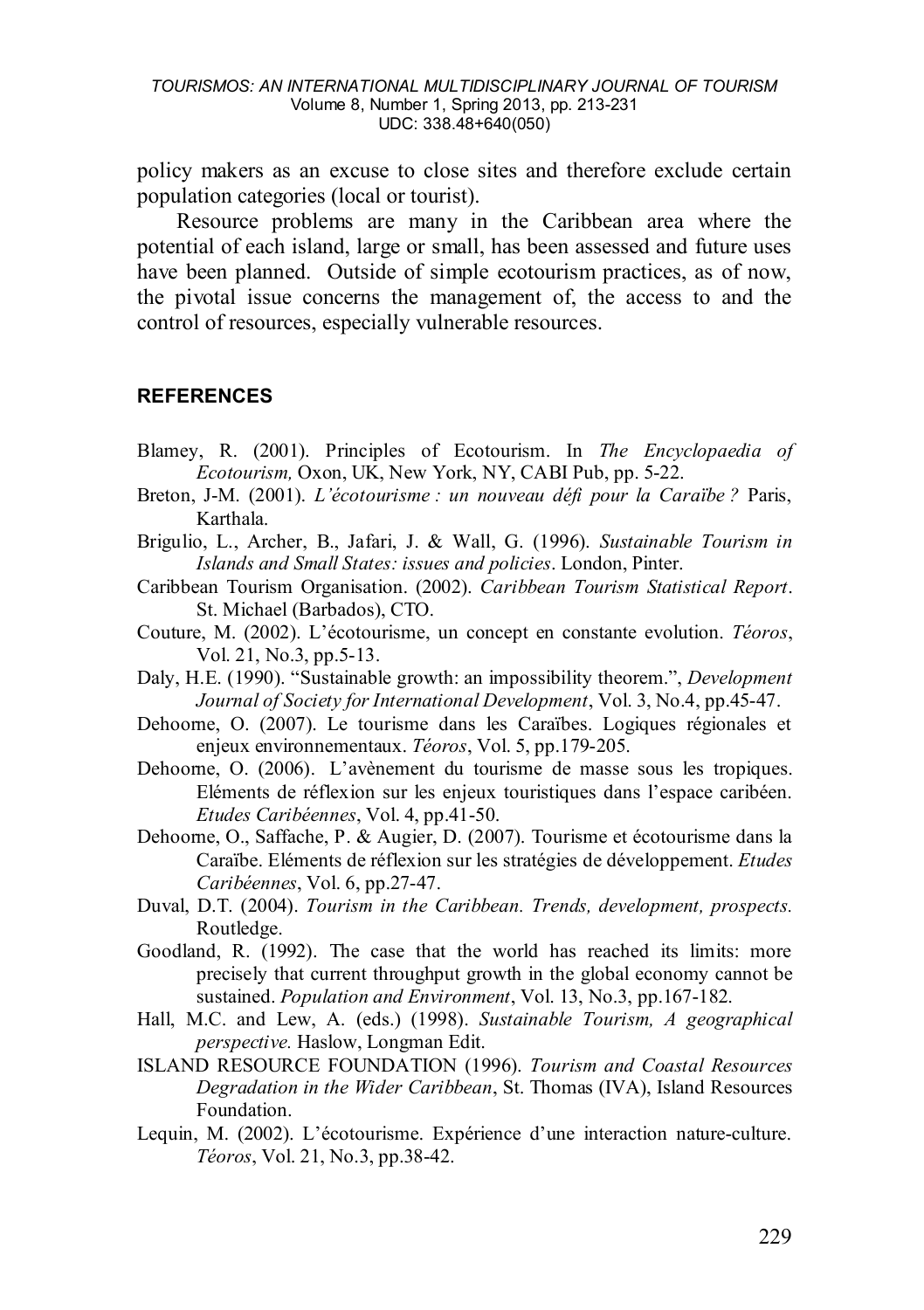policy makers as an excuse to close sites and therefore exclude certain population categories (local or tourist).

Resource problems are many in the Caribbean area where the potential of each island, large or small, has been assessed and future uses have been planned. Outside of simple ecotourism practices, as of now, the pivotal issue concerns the management of, the access to and the control of resources, especially vulnerable resources.

## REFERENCES

Blamey, R. (2001). Principles of Ecotourism. In *The Encyclopaedia of Ecotourism,* Oxon, UK, New York, NY, CABI Pub, pp. 5-22.

Breton, J-M. (2001). *L'écotourisme : un nouveau défi pour la Caraïbe ?* Paris, Karthala.

Brigulio, L., Archer, B., Jafari, J. & Wall, G. (1996). *Sustainable Tourism in Islands and Small States: issues and policies*. London, Pinter.

Caribbean Tourism Organisation. (2002). *Caribbean Tourism Statistical Report*. St. Michael (Barbados), CTO.

Couture, M. (2002). L'écotourisme, un concept en constante evolution. *Téoros*, Vol. 21, No.3, pp.5-13.

Daly, H.E. (1990). "Sustainable growth: an impossibility theorem.", *Development Journal of Society for International Development*, Vol. 3, No.4, pp.45-47.

Dehoorne, O. (2007). Le tourisme dans les Caraïbes. Logiques régionales et enjeux environnementaux. *Téoros*, Vol. 5, pp.179-205.

Dehoorne, O. (2006). L'avènement du tourisme de masse sous les tropiques. Eléments de réflexion sur les enjeux touristiques dans l'espace caribéen. *Etudes Caribéennes*, Vol. 4, pp.41-50.

Dehoorne, O., Saffache, P. & Augier, D. (2007). Tourisme et écotourisme dans la Caraïbe. Eléments de réflexion sur les stratégies de développement. *Etudes Caribéennes*, Vol. 6, pp.27-47.

Duval, D.T. (2004). *Tourism in the Caribbean. Trends, development, prospects.* Routledge.

Goodland, R. (1992). The case that the world has reached its limits: more precisely that current throughput growth in the global economy cannot be sustained. *Population and Environment*, Vol. 13, No.3, pp.167-182.

Hall, M.C. and Lew, A. (eds.) (1998). *Sustainable Tourism, A geographical perspective.* Haslow, Longman Edit.

ISLAND RESOURCE FOUNDATION (1996). *Tourism and Coastal Resources Degradation in the Wider Caribbean*, St. Thomas (IVA), Island Resources Foundation.

Lequin, M. (2002). L'écotourisme. Expérience d'une interaction nature-culture. *Téoros*, Vol. 21, No.3, pp.38-42.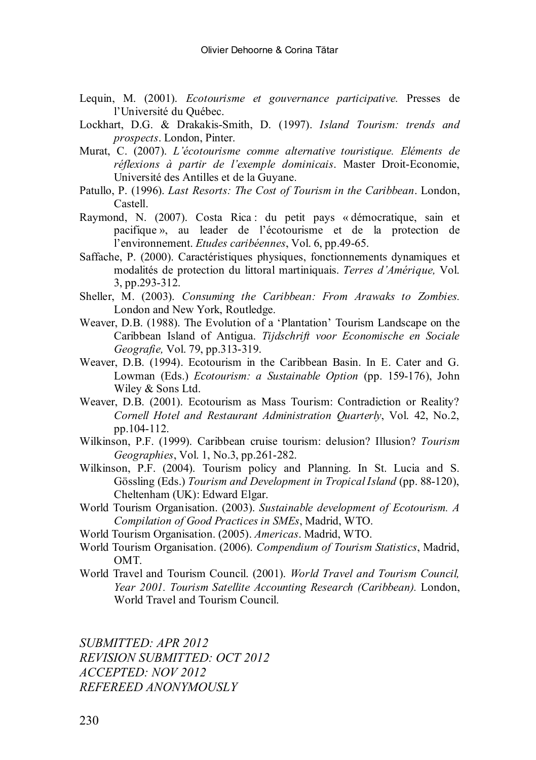Lequin, M. (2001). *Ecotourisme et gouvernance participative.* Presses de l'Université du Québec.

Lockhart, D.G. & Drakakis-Smith, D. (1997). *Island Tourism: trends and prospects*. London, Pinter.

Murat, C. (2007). *L'écotourisme comme alternative touristique. Eléments de réflexions à partir de l'exemple dominicais*. Master Droit-Economie, Université des Antilles et de la Guyane.

Patullo, P. (1996). *Last Resorts: The Cost of Tourism in the Caribbean*. London, Castell.

Raymond, N. (2007). Costa Rica : du petit pays « démocratique, sain et pacifique », au leader de l'écotourisme et de la protection de l'environnement. *Etudes caribéennes*, Vol. 6, pp.49-65.

Saffache, P. (2000). Caractéristiques physiques, fonctionnements dynamiques et modalités de protection du littoral martiniquais. *Terres d'Amérique,* Vol. 3, pp.293-312.

Sheller, M. (2003). *Consuming the Caribbean: From Arawaks to Zombies.* London and New York, Routledge.

Weaver, D.B. (1988). The Evolution of a 'Plantation' Tourism Landscape on the Caribbean Island of Antigua. *Tijdschrift voor Economische en Sociale Geografie,* Vol. 79, pp.313-319.

Weaver, D.B. (1994). Ecotourism in the Caribbean Basin. In E. Cater and G. Lowman (Eds.) *Ecotourism: a Sustainable Option* (pp. 159-176), John Wiley & Sons Ltd.

Weaver, D.B. (2001). Ecotourism as Mass Tourism: Contradiction or Reality? *Cornell Hotel and Restaurant Administration Quarterly*, Vol. 42, No.2, pp.104-112.

Wilkinson, P.F. (1999). Caribbean cruise tourism: delusion? Illusion? *Tourism Geographies*, Vol. 1, No.3, pp.261-282.

Wilkinson, P.F. (2004). Tourism policy and Planning. In St. Lucia and S. Gössling (Eds.) *Tourism and Development in Tropical Island* (pp. 88-120), Cheltenham (UK): Edward Elgar.

World Tourism Organisation. (2003). *Sustainable development of Ecotourism. A Compilation of Good Practices in SMEs*, Madrid, WTO.

World Tourism Organisation. (2005). *Americas*. Madrid, WTO.

World Tourism Organisation. (2006). *Compendium of Tourism Statistics*, Madrid, OMT.

World Travel and Tourism Council. (2001). *World Travel and Tourism Council, Year 2001. Tourism Satellite Accounting Research (Caribbean).* London, World Travel and Tourism Council.

*SUBMITTED: APR 2012*
*REVISION SUBMITTED: OCT 2012*
*ACCEPTED: NOV 2012*
*REFEREED ANONYMOUSLY*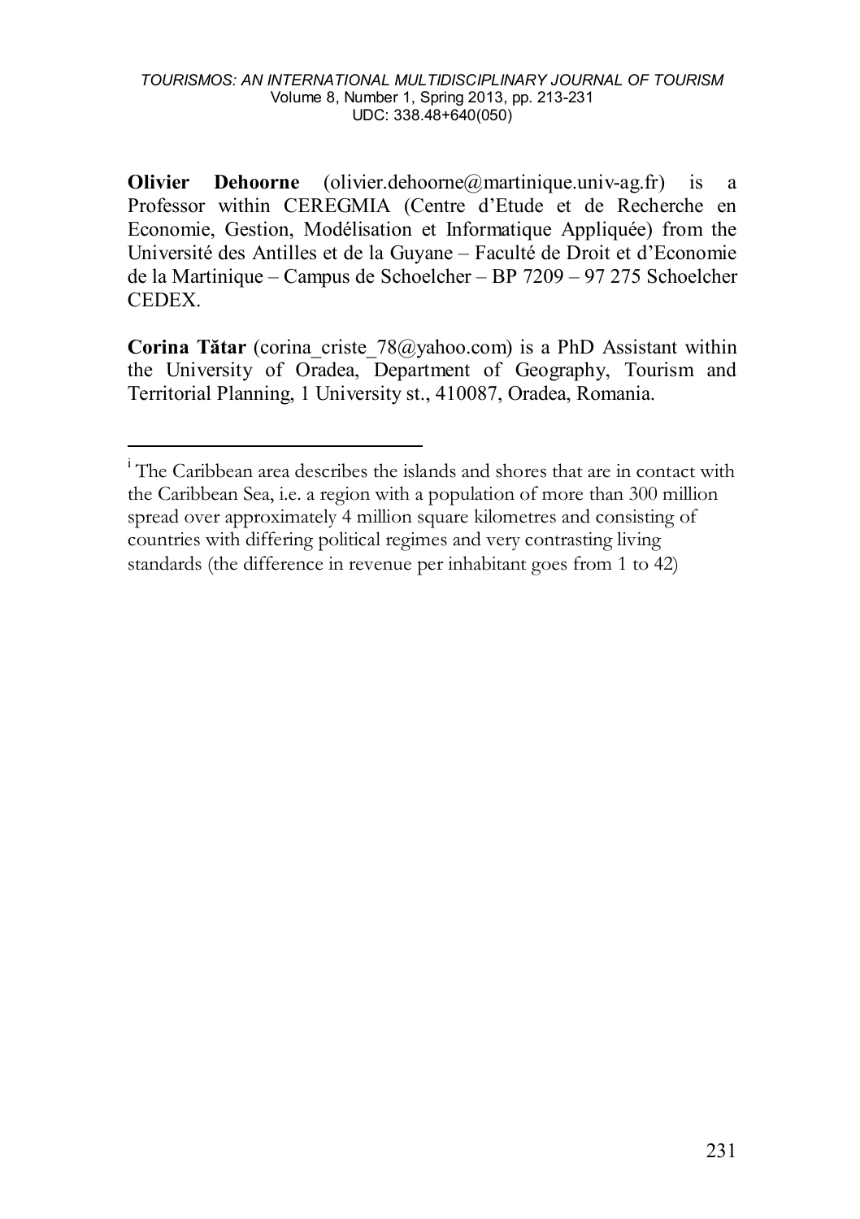**Olivier Dehoorne** (olivier.dehoorne@martinique.univ-ag.fr) is a Professor within CEREGMIA (Centre d'Etude et de Recherche en Economie, Gestion, Modélisation et Informatique Appliquée) from the Université des Antilles et de la Guyane – Faculté de Droit et d'Economie de la Martinique – Campus de Schoelcher – BP 7209 – 97 275 Schoelcher CEDEX.

**Corina Tătar** (corina_criste_78@yahoo.com) is a PhD Assistant within the University of Oradea, Department of Geography, Tourism and Territorial Planning, 1 University st., 410087, Oradea, Romania.

---

[i] The Caribbean area describes the islands and shores that are in contact with the Caribbean Sea, i.e. a region with a population of more than 300 million spread over approximately 4 million square kilometres and consisting of countries with differing political regimes and very contrasting living standards (the difference in revenue per inhabitant goes from 1 to 42)